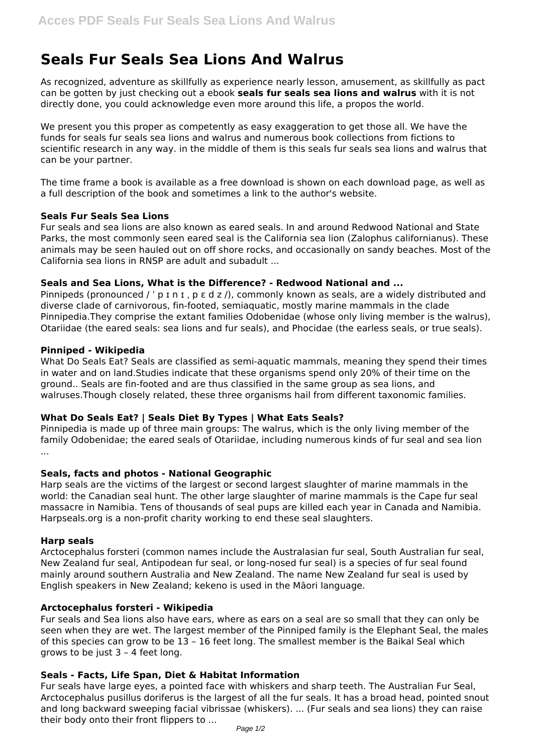# Seals Fur Seals Sea Lions And Walrus

As recognized, adventure as skillfully as experience nearly lesson, amusement, as skillfully as pact can be gotten by just checking out a ebook **seals fur seals sea lions and walrus** with it is not directly done, you could acknowledge even more around this life, a propos the world.

We present you this proper as competently as easy exaggeration to get those all. We have the funds for seals fur seals sea lions and walrus and numerous book collections from fictions to scientific research in any way. in the middle of them is this seals fur seals sea lions and walrus that can be your partner.

The time frame a book is available as a free download is shown on each download page, as well as a full description of the book and sometimes a link to the author's website.

### Seals Fur Seals Sea Lions

Fur seals and sea lions are also known as eared seals. In and around Redwood National and State Parks, the most commonly seen eared seal is the California sea lion (Zalophus californianus). These animals may be seen hauled out on off shore rocks, and occasionally on sandy beaches. Most of the California sea lions in RNSP are adult and subadult ...

### Seals and Sea Lions, What is the Difference? - Redwood National and ...

Pinnipeds (pronounced / ˈ p ɪ n ɪ ˌ p ɛ d z /), commonly known as seals, are a widely distributed and diverse clade of carnivorous, fin-footed, semiaquatic, mostly marine mammals in the clade Pinnipedia.They comprise the extant families Odobenidae (whose only living member is the walrus), Otariidae (the eared seals: sea lions and fur seals), and Phocidae (the earless seals, or true seals).

### Pinniped - Wikipedia

What Do Seals Eat? Seals are classified as semi-aquatic mammals, meaning they spend their times in water and on land.Studies indicate that these organisms spend only 20% of their time on the ground.. Seals are fin-footed and are thus classified in the same group as sea lions, and walruses.Though closely related, these three organisms hail from different taxonomic families.

### What Do Seals Eat? | Seals Diet By Types | What Eats Seals?

Pinnipedia is made up of three main groups: The walrus, which is the only living member of the family Odobenidae; the eared seals of Otariidae, including numerous kinds of fur seal and sea lion ...

### Seals, facts and photos - National Geographic

Harp seals are the victims of the largest or second largest slaughter of marine mammals in the world: the Canadian seal hunt. The other large slaughter of marine mammals is the Cape fur seal massacre in Namibia. Tens of thousands of seal pups are killed each year in Canada and Namibia. Harpseals.org is a non-profit charity working to end these seal slaughters.

### Harp seals

Arctocephalus forsteri (common names include the Australasian fur seal, South Australian fur seal, New Zealand fur seal, Antipodean fur seal, or long-nosed fur seal) is a species of fur seal found mainly around southern Australia and New Zealand. The name New Zealand fur seal is used by English speakers in New Zealand; kekeno is used in the Māori language.

### Arctocephalus forsteri - Wikipedia

Fur seals and Sea lions also have ears, where as ears on a seal are so small that they can only be seen when they are wet. The largest member of the Pinniped family is the Elephant Seal, the males of this species can grow to be 13 – 16 feet long. The smallest member is the Baikal Seal which grows to be just 3 – 4 feet long.

### Seals - Facts, Life Span, Diet & Habitat Information

Fur seals have large eyes, a pointed face with whiskers and sharp teeth. The Australian Fur Seal, Arctocephalus pusillus doriferus is the largest of all the fur seals. It has a broad head, pointed snout and long backward sweeping facial vibrissae (whiskers). ... (Fur seals and sea lions) they can raise their body onto their front flippers to ...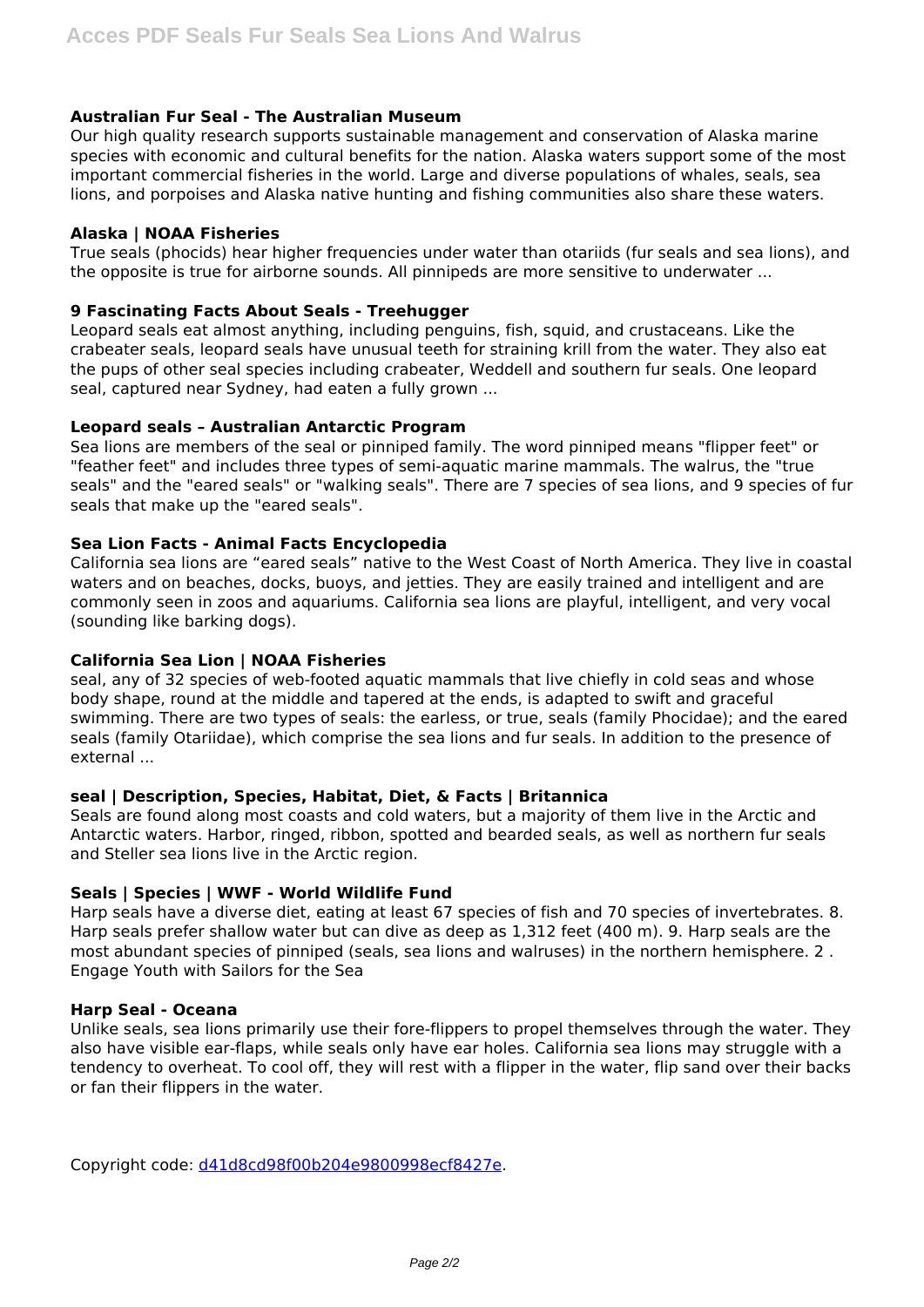### Australian Fur Seal - The Australian Museum

Our high quality research supports sustainable management and conservation of Alaska marine species with economic and cultural benefits for the nation. Alaska waters support some of the most important commercial fisheries in the world. Large and diverse populations of whales, seals, sea lions, and porpoises and Alaska native hunting and fishing communities also share these waters.

### Alaska | NOAA Fisheries

True seals (phocids) hear higher frequencies under water than otariids (fur seals and sea lions), and the opposite is true for airborne sounds. All pinnipeds are more sensitive to underwater ...

### 9 Fascinating Facts About Seals - Treehugger

Leopard seals eat almost anything, including penguins, fish, squid, and crustaceans. Like the crabeater seals, leopard seals have unusual teeth for straining krill from the water. They also eat the pups of other seal species including crabeater, Weddell and southern fur seals. One leopard seal, captured near Sydney, had eaten a fully grown ...

### Leopard seals – Australian Antarctic Program

Sea lions are members of the seal or pinniped family. The word pinniped means "flipper feet" or "feather feet" and includes three types of semi-aquatic marine mammals. The walrus, the "true seals" and the "eared seals" or "walking seals". There are 7 species of sea lions, and 9 species of fur seals that make up the "eared seals".

### Sea Lion Facts - Animal Facts Encyclopedia

California sea lions are “eared seals” native to the West Coast of North America. They live in coastal waters and on beaches, docks, buoys, and jetties. They are easily trained and intelligent and are commonly seen in zoos and aquariums. California sea lions are playful, intelligent, and very vocal (sounding like barking dogs).

### California Sea Lion | NOAA Fisheries

seal, any of 32 species of web-footed aquatic mammals that live chiefly in cold seas and whose body shape, round at the middle and tapered at the ends, is adapted to swift and graceful swimming. There are two types of seals: the earless, or true, seals (family Phocidae); and the eared seals (family Otariidae), which comprise the sea lions and fur seals. In addition to the presence of external ...

### seal | Description, Species, Habitat, Diet, & Facts | Britannica

Seals are found along most coasts and cold waters, but a majority of them live in the Arctic and Antarctic waters. Harbor, ringed, ribbon, spotted and bearded seals, as well as northern fur seals and Steller sea lions live in the Arctic region.

### Seals | Species | WWF - World Wildlife Fund

Harp seals have a diverse diet, eating at least 67 species of fish and 70 species of invertebrates. 8. Harp seals prefer shallow water but can dive as deep as 1,312 feet (400 m). 9. Harp seals are the most abundant species of pinniped (seals, sea lions and walruses) in the northern hemisphere. 2 . Engage Youth with Sailors for the Sea

### Harp Seal - Oceana

Unlike seals, sea lions primarily use their fore-flippers to propel themselves through the water. They also have visible ear-flaps, while seals only have ear holes. California sea lions may struggle with a tendency to overheat. To cool off, they will rest with a flipper in the water, flip sand over their backs or fan their flippers in the water.

Copyright code: d41d8cd98f00b204e9800998ecf8427e.